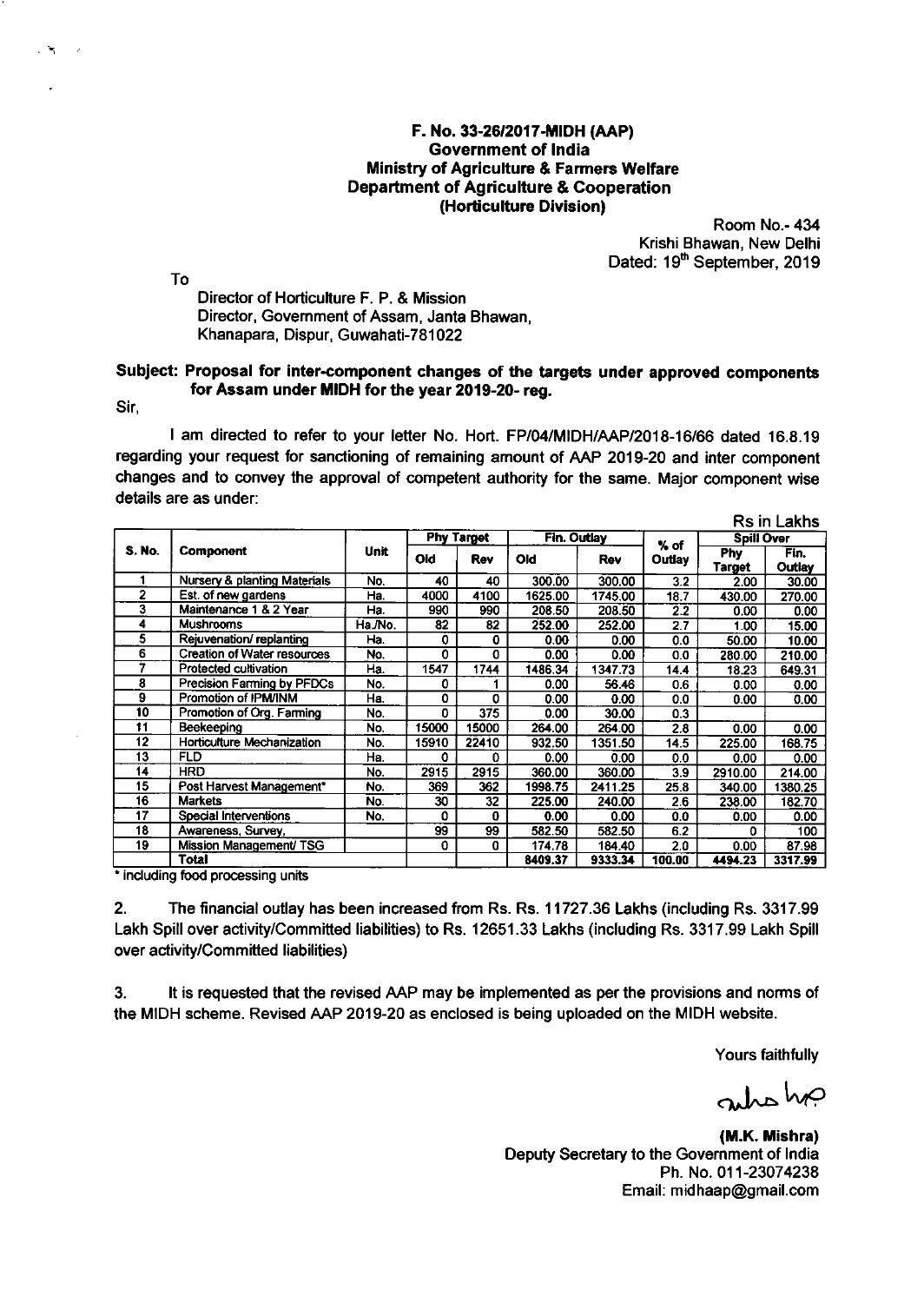**F. No. 33-26/2017-MIDH (AAP)**
**Government of India**
**Ministry of Agriculture & Farmers Welfare**
**Department of Agriculture & Cooperation**
**(Horticulture Division)**

Room No.- 434
Krishi Bhawan, New Delhi
Dated: 19th September, 2019

To

Director of Horticulture F. P. & Mission
Director, Government of Assam, Janta Bhawan,
Khanapara, Dispur, Guwahati-781022

**Subject: Proposal for inter-component changes of the targets under approved components for Assam under MIDH for the year 2019-20- reg.**

Sir,

I am directed to refer to your letter No. Hort. FP/04/MIDH/AAP/2018-16/66 dated 16.8.19 regarding your request for sanctioning of remaining amount of AAP 2019-20 and inter component changes and to convey the approval of competent authority for the same. Major component wise details are as under:

Rs in Lakhs

| S. No. | Component | Unit | Phy Target | | Fin. Outlay | | % of Outlay | Spill Over | |
|---|---|---|---|---|---|---|---|---|---|
| | | | Old | Rev | Old | Rev | | Phy Target | Fin. Outlay |
| 1 | Nursery & planting Materials | No. | 40 | 40 | 300.00 | 300.00 | 3.2 | 2.00 | 30.00 |
| 2 | Est. of new gardens | Ha. | 4000 | 4100 | 1625.00 | 1745.00 | 18.7 | 430.00 | 270.00 |
| 3 | Maintenance 1 & 2 Year | Ha. | 990 | 990 | 208.50 | 208.50 | 2.2 | 0.00 | 0.00 |
| 4 | Mushrooms | Ha./No. | 82 | 82 | 252.00 | 252.00 | 2.7 | 1.00 | 15.00 |
| 5 | Rejuvenation/ replanting | Ha. | 0 | 0 | 0.00 | 0.00 | 0.0 | 50.00 | 10.00 |
| 6 | Creation of Water resources | No. | 0 | 0 | 0.00 | 0.00 | 0.0 | 280.00 | 210.00 |
| 7 | Protected cultivation | Ha. | 1547 | 1744 | 1486.34 | 1347.73 | 14.4 | 18.23 | 649.31 |
| 8 | Precision Farming by PFDCs | No. | 0 | 1 | 0.00 | 56.46 | 0.6 | 0.00 | 0.00 |
| 9 | Promotion of IPM/INM | Ha. | 0 | 0 | 0.00 | 0.00 | 0.0 | 0.00 | 0.00 |
| 10 | Promotion of Org. Farming | No. | 0 | 375 | 0.00 | 30.00 | 0.3 | | |
| 11 | Beekeeping | No. | 15000 | 15000 | 264.00 | 264.00 | 2.8 | 0.00 | 0.00 |
| 12 | Horticulture Mechanization | No. | 15910 | 22410 | 932.50 | 1351.50 | 14.5 | 225.00 | 168.75 |
| 13 | FLD | Ha. | 0 | 0 | 0.00 | 0.00 | 0.0 | 0.00 | 0.00 |
| 14 | HRD | No. | 2915 | 2915 | 360.00 | 360.00 | 3.9 | 2910.00 | 214.00 |
| 15 | Post Harvest Management* | No. | 369 | 362 | 1998.75 | 2411.25 | 25.8 | 340.00 | 1380.25 |
| 16 | Markets | No. | 30 | 32 | 225.00 | 240.00 | 2.6 | 238.00 | 182.70 |
| 17 | Special Interventions | No. | 0 | 0 | 0.00 | 0.00 | 0.0 | 0.00 | 0.00 |
| 18 | Awareness, Survey, | | 99 | 99 | 582.50 | 582.50 | 6.2 | 0 | 100 |
| 19 | Mission Management/ TSG | | 0 | 0 | 174.78 | 184.40 | 2.0 | 0.00 | 87.98 |
| | Total | | | | 8409.37 | 9333.34 | 100.00 | 4494.23 | 3317.99 |

\* including food processing units

2. The financial outlay has been increased from Rs. Rs. 11727.36 Lakhs (including Rs. 3317.99 Lakh Spill over activity/Committed liabilities) to Rs. 12651.33 Lakhs (including Rs. 3317.99 Lakh Spill over activity/Committed liabilities)

3. It is requested that the revised AAP may be implemented as per the provisions and norms of the MIDH scheme. Revised AAP 2019-20 as enclosed is being uploaded on the MIDH website.

Yours faithfully

**(M.K. Mishra)**
Deputy Secretary to the Government of India
Ph. No. 011-23074238
Email: midhaap@gmail.com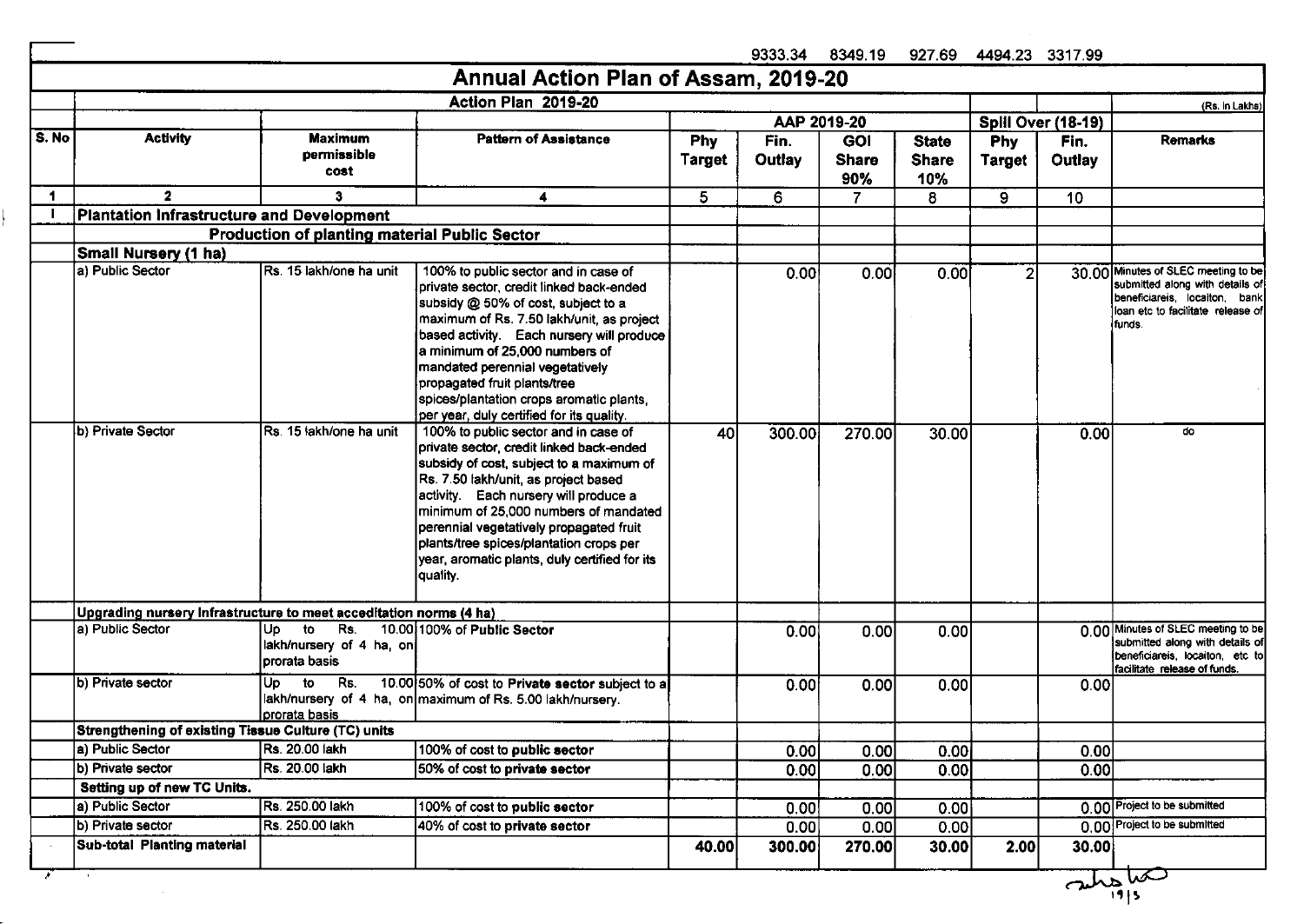9333.34 8349.19 927.69 4494.23 3317.99

# Annual Action Plan of Assam, 2019-20

| | Action Plan 2019-20 | | | | | | | | | (Rs. in Lakhs) |
|---|---|---|---|---|---|---|---|---|---|---|
| | | | | AAP 2019-20 | | | | Spill Over (18-19) | | |
| S. No | Activity | Maximum permissible cost | Pattern of Assistance | Phy Target | Fin. Outlay | GOI Share 90% | State Share 10% | Phy Target | Fin. Outlay | Remarks |
| 1 | 2 | 3 | 4 | 5 | 6 | 7 | 8 | 9 | 10 | |
| I | **Plantation Infrastructure and Development** | | | | | | | | | |
| | **Production of planting material Public Sector** | | | | | | | | | |
| | **Small Nursery (1 ha)** | | | | | | | | | |
| | a) Public Sector | Rs. 15 lakh/one ha unit | 100% to public sector and in case of private sector, credit linked back-ended subsidy @ 50% of cost, subject to a maximum of Rs. 7.50 lakh/unit, as project based activity. Each nursery will produce a minimum of 25,000 numbers of mandated perennial vegetatively propagated fruit plants/tree spices/plantation crops aromatic plants, per year, duly certified for its quality. | | 0.00 | 0.00 | 0.00 | 2 | 30.00 | Minutes of SLEC meeting to be submitted along with details of beneficiareis, locaiton, bank loan etc to facilitate release of funds. |
| | b) Private Sector | Rs. 15 lakh/one ha unit | 100% to public sector and in case of private sector, credit linked back-ended subsidy of cost, subject to a maximum of Rs. 7.50 lakh/unit, as project based activity. Each nursery will produce a minimum of 25,000 numbers of mandated perennial vegetatively propagated fruit plants/tree spices/plantation crops per year, aromatic plants, duly certified for its quality. | 40 | 300.00 | 270.00 | 30.00 | | 0.00 | do |
| | **Upgrading nursery Infrastructure to meet acceditation norms (4 ha)** | | | | | | | | | |
| | a) Public Sector | Up to Rs. 10.00 lakh/nursery of 4 ha, on prorata basis | 100% of **Public Sector** | | 0.00 | 0.00 | 0.00 | | 0.00 | Minutes of SLEC meeting to be submitted along with details of beneficiareis, locaiton, etc to facilitate release of funds. |
| | b) Private sector | Up to Rs. 10.00 lakh/nursery of 4 ha, on prorata basis | 50% of cost to **Private sector** subject to a maximum of Rs. 5.00 lakh/nursery. | | 0.00 | 0.00 | 0.00 | | 0.00 | |
| | **Strengthening of existing Tissue Culture (TC) units** | | | | | | | | | |
| | a) Public Sector | Rs. 20.00 lakh | 100% of cost to **public sector** | | 0.00 | 0.00 | 0.00 | | 0.00 | |
| | b) Private sector | Rs. 20.00 lakh | 50% of cost to **private sector** | | 0.00 | 0.00 | 0.00 | | 0.00 | |
| | **Setting up of new TC Units.** | | | | | | | | | |
| | a) Public Sector | Rs. 250.00 lakh | 100% of cost to **public sector** | | 0.00 | 0.00 | 0.00 | | 0.00 | Project to be submitted |
| | b) Private sector | Rs. 250.00 lakh | 40% of cost to **private sector** | | 0.00 | 0.00 | 0.00 | | 0.00 | Project to be submitted |
| | **Sub-total Planting material** | | | 40.00 | 300.00 | 270.00 | 30.00 | 2.00 | 30.00 | |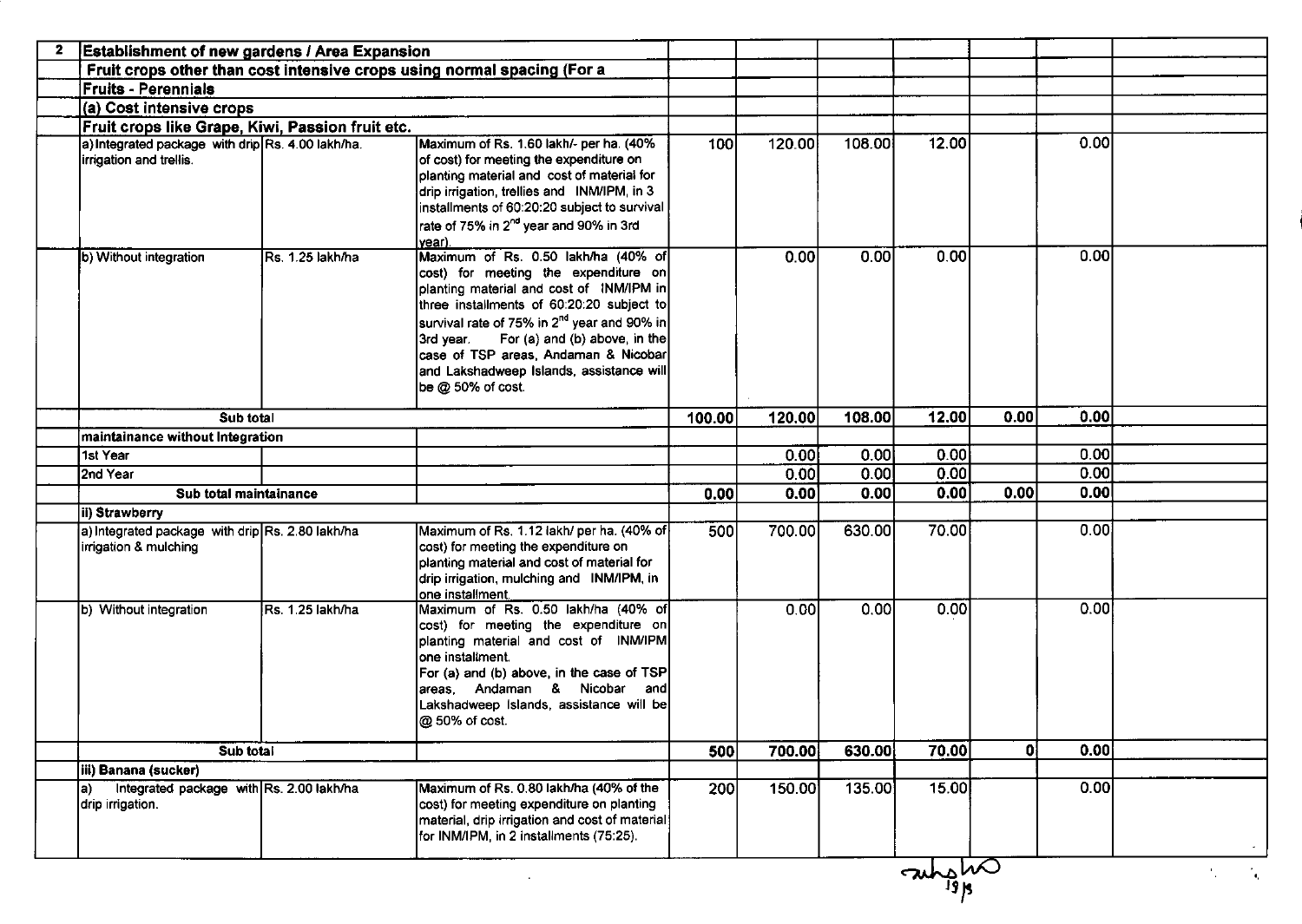| 2 | Establishment of new gardens / Area Expansion | | | | | | | | | |
|---|---|---|---|---|---|---|---|---|---|---|
| | Fruit crops other than cost intensive crops using normal spacing (For a | | | | | | | | | |
| | Fruits - Perennials | | | | | | | | | |
| | (a) Cost intensive crops | | | | | | | | | |
| | Fruit crops like Grape, Kiwi, Passion fruit etc. | | | | | | | | | |
| | a) Integrated package with drip irrigation and trellis. | Rs. 4.00 lakh/ha. | Maximum of Rs. 1.60 lakh/- per ha. (40% of cost) for meeting the expenditure on planting material and cost of material for drip irrigation, trellies and INM/IPM, in 3 installments of 60:20:20 subject to survival rate of 75% in 2nd year and 90% in 3rd year). | 100 | 120.00 | 108.00 | 12.00 | | 0.00 | |
| | b) Without integration | Rs. 1.25 lakh/ha | Maximum of Rs. 0.50 lakh/ha (40% of cost) for meeting the expenditure on planting material and cost of INM/IPM in three installments of 60:20:20 subject to survival rate of 75% in 2nd year and 90% in 3rd year. For (a) and (b) above, in the case of TSP areas, Andaman & Nicobar and Lakshadweep Islands, assistance will be @ 50% of cost. | | 0.00 | 0.00 | 0.00 | | 0.00 | |
| | Sub total | | | 100.00 | 120.00 | 108.00 | 12.00 | 0.00 | 0.00 | |
| | maintainance without Integration | | | | | | | | | |
| | 1st Year | | | | 0.00 | 0.00 | 0.00 | | 0.00 | |
| | 2nd Year | | | | 0.00 | 0.00 | 0.00 | | 0.00 | |
| | Sub total maintainance | | | 0.00 | 0.00 | 0.00 | 0.00 | 0.00 | 0.00 | |
| | ii) Strawberry | | | | | | | | | |
| | a) Integrated package with drip irrigation & mulching | Rs. 2.80 lakh/ha | Maximum of Rs. 1.12 lakh/ per ha. (40% of cost) for meeting the expenditure on planting material and cost of material for drip irrigation, mulching and INM/IPM, in one installment. | 500 | 700.00 | 630.00 | 70.00 | | 0.00 | |
| | b) Without integration | Rs. 1.25 lakh/ha | Maximum of Rs. 0.50 lakh/ha (40% of cost) for meeting the expenditure on planting material and cost of INM/IPM one installment. For (a) and (b) above, in the case of TSP areas, Andaman & Nicobar and Lakshadweep Islands, assistance will be @ 50% of cost. | | 0.00 | 0.00 | 0.00 | | 0.00 | |
| | Sub total | | | 500 | 700.00 | 630.00 | 70.00 | 0 | 0.00 | |
| | iii) Banana (sucker) | | | | | | | | | |
| | a) Integrated package with drip irrigation. | Rs. 2.00 lakh/ha | Maximum of Rs. 0.80 lakh/ha (40% of the cost) for meeting expenditure on planting material, drip irrigation and cost of material for INM/IPM, in 2 installments (75:25). | 200 | 150.00 | 135.00 | 15.00 | | 0.00 | |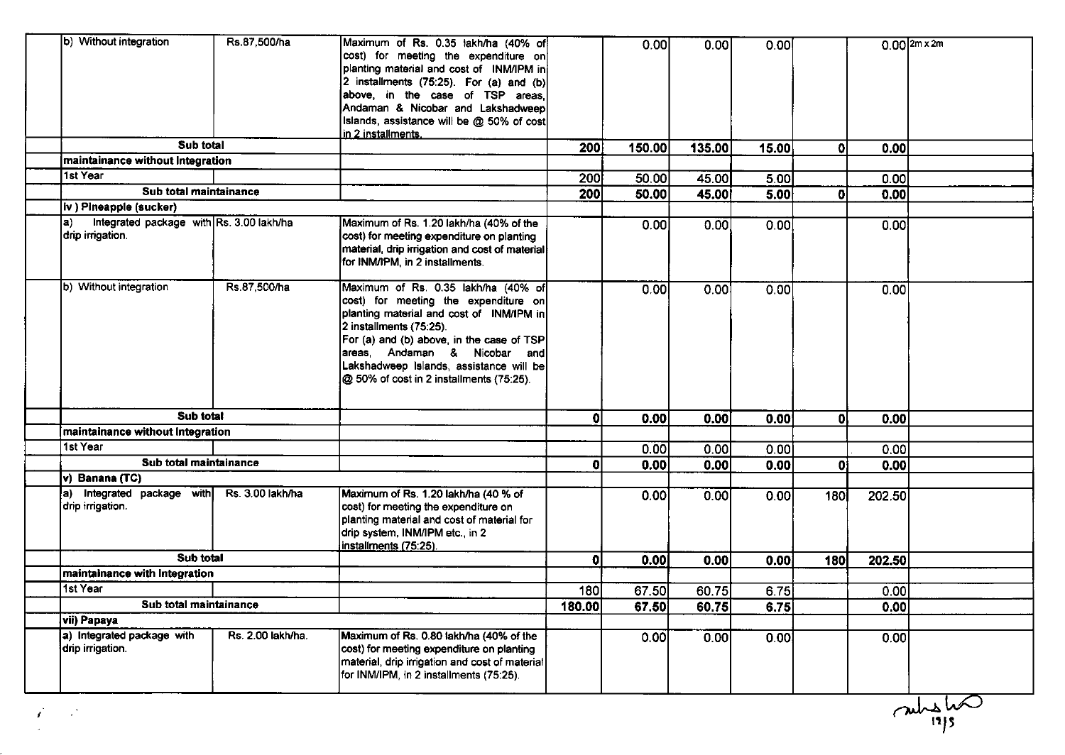| | | | | | | | | | | |
|---|---|---|---|---|---|---|---|---|---|---|
| | b) Without integration | Rs.87,500/ha | Maximum of Rs. 0.35 lakh/ha (40% of cost) for meeting the expenditure on planting material and cost of INM/IPM in 2 installments (75:25). For (a) and (b) above, in the case of TSP areas, Andaman & Nicobar and Lakshadweep Islands, assistance will be @ 50% of cost in 2 installments. | | 0.00 | 0.00 | 0.00 | | 0.00 | 2m x 2m |
| | Sub total | | | 200 | 150.00 | 135.00 | 15.00 | 0 | 0.00 | |
| | maintainance without Integration | | | | | | | | | |
| | 1st Year | | | 200 | 50.00 | 45.00 | 5.00 | | 0.00 | |
| | Sub total maintainance | | | 200 | 50.00 | 45.00 | 5.00 | 0 | 0.00 | |
| | iv ) Pineapple (sucker) | | | | | | | | | |
| | a) Integrated package with drip irrigation. | Rs. 3.00 lakh/ha | Maximum of Rs. 1.20 lakh/ha (40% of the cost) for meeting expenditure on planting material, drip irrigation and cost of material for INM/IPM, in 2 installments. | | 0.00 | 0.00 | 0.00 | | 0.00 | |
| | b) Without integration | Rs.87,500/ha | Maximum of Rs. 0.35 lakh/ha (40% of cost) for meeting the expenditure on planting material and cost of INM/IPM in 2 installments (75:25). For (a) and (b) above, in the case of TSP areas, Andaman & Nicobar and Lakshadweep Islands, assistance will be @ 50% of cost in 2 installments (75:25). | | 0.00 | 0.00 | 0.00 | | 0.00 | |
| | Sub total | | | 0 | 0.00 | 0.00 | 0.00 | 0 | 0.00 | |
| | maintainance without Integration | | | | | | | | | |
| | 1st Year | | | | 0.00 | 0.00 | 0.00 | | 0.00 | |
| | Sub total maintainance | | | 0 | 0.00 | 0.00 | 0.00 | 0 | 0.00 | |
| | v) Banana (TC) | | | | | | | | | |
| | a) Integrated package with drip irrigation. | Rs. 3.00 lakh/ha | Maximum of Rs. 1.20 lakh/ha (40 % of cost) for meeting the expenditure on planting material and cost of material for drip system, INM/IPM etc., in 2 installments (75:25). | | 0.00 | 0.00 | 0.00 | 180 | 202.50 | |
| | Sub total | | | 0 | 0.00 | 0.00 | 0.00 | 180 | 202.50 | |
| | maintainance with Integration | | | | | | | | | |
| | 1st Year | | | 180 | 67.50 | 60.75 | 6.75 | | 0.00 | |
| | Sub total maintainance | | | 180.00 | 67.50 | 60.75 | 6.75 | | 0.00 | |
| | vii) Papaya | | | | | | | | | |
| | a) Integrated package with drip irrigation. | Rs. 2.00 lakh/ha. | Maximum of Rs. 0.80 lakh/ha (40% of the cost) for meeting expenditure on planting material, drip irrigation and cost of material for INM/IPM, in 2 installments (75:25). | | 0.00 | 0.00 | 0.00 | | 0.00 | |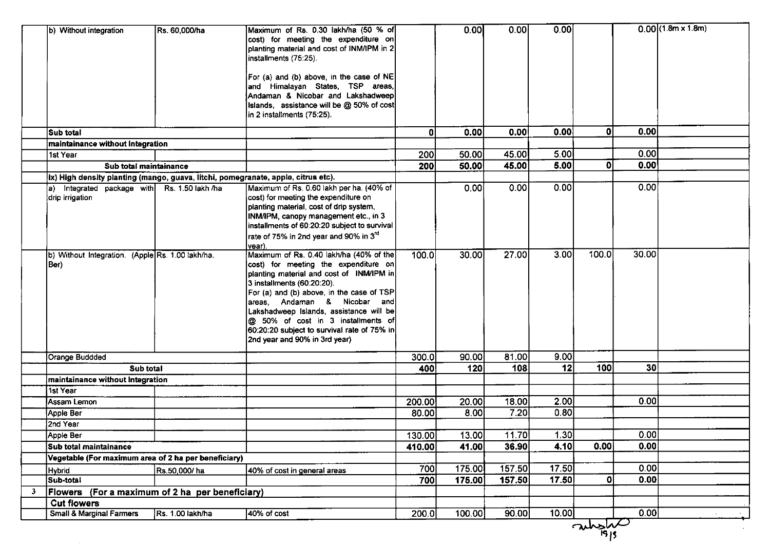|  |  |  |  |  |  |  |  |  |  |  |
|---|---|---|---|---|---|---|---|---|---|---|
|  | b) Without integration | Rs. 60,000/ha | Maximum of Rs. 0.30 lakh/ha (50 % of cost) for meeting the expenditure on planting material and cost of INM/IPM in 2 installments (75:25). For (a) and (b) above, in the case of NE and Himalayan States, TSP areas, Andaman & Nicobar and Lakshadweep Islands, assistance will be @ 50% of cost in 2 installments (75:25). |  | 0.00 | 0.00 | 0.00 |  | 0.00 | (1.8m x 1.8m) |
|  | **Sub total** |  |  | **0** | **0.00** | **0.00** | **0.00** | **0** | **0.00** |  |
|  | **maintainance without Integration** |  |  |  |  |  |  |  |  |  |
|  | 1st Year |  |  | 200 | 50.00 | 45.00 | 5.00 |  | 0.00 |  |
|  | **Sub total maintainance** |  |  | **200** | **50.00** | **45.00** | **5.00** | **0** | **0.00** |  |
|  | **ix) High density planting (mango, guava, litchi, pomegranate, apple, citrus etc).** |  |  |  |  |  |  |  |  |  |
|  | a) Integrated package with drip irrigation | Rs. 1.50 lakh /ha | Maximum of Rs. 0.60 lakh per ha. (40% of cost) for meeting the expenditure on planting material, cost of drip system, INM/IPM, canopy management etc., in 3 installments of 60:20:20 subject to survival rate of 75% in 2nd year and 90% in 3rd year). |  | 0.00 | 0.00 | 0.00 |  | 0.00 |  |
|  | b) Without Integration. (Apple Ber) | Rs. 1.00 lakh/ha. | Maximum of Rs. 0.40 lakh/ha (40% of the cost) for meeting the expenditure on planting material and cost of INM/IPM in 3 installments (60:20:20). For (a) and (b) above, in the case of TSP areas, Andaman & Nicobar and Lakshadweep Islands, assistance will be @ 50% of cost in 3 installments of 60:20:20 subject to survival rate of 75% in 2nd year and 90% in 3rd year) | 100.0 | 30.00 | 27.00 | 3.00 | 100.0 | 30.00 |  |
|  | Orange Buddded |  |  | 300.0 | 90.00 | 81.00 | 9.00 |  |  |  |
|  | **Sub total** |  |  | **400** | **120** | **108** | **12** | **100** | **30** |  |
|  | **maintainance without Integration** |  |  |  |  |  |  |  |  |  |
|  | 1st Year |  |  |  |  |  |  |  |  |  |
|  | Assam Lemon |  |  | 200.00 | 20.00 | 18.00 | 2.00 |  | 0.00 |  |
|  | Apple Ber |  |  | 80.00 | 8.00 | 7.20 | 0.80 |  |  |  |
|  | 2nd Year |  |  |  |  |  |  |  |  |  |
|  | Apple Ber |  |  | 130.00 | 13.00 | 11.70 | 1.30 |  | 0.00 |  |
|  | **Sub total maintainance** |  |  | **410.00** | **41.00** | **36.90** | **4.10** | **0.00** | **0.00** |  |
|  | **Vegetable (For maximum area of 2 ha per beneficiary)** |  |  |  |  |  |  |  |  |  |
|  | Hybrid | Rs.50,000/ ha | 40% of cost in general areas | 700 | 175.00 | 157.50 | 17.50 |  | 0.00 |  |
|  | **Sub-total** |  |  | **700** | **175.00** | **157.50** | **17.50** | **0** | **0.00** |  |
| **3** | **Flowers (For a maximum of 2 ha per beneficiary)** |  |  |  |  |  |  |  |  |  |
|  | **Cut flowers** |  |  |  |  |  |  |  |  |  |
|  | Small & Marginal Farmers | Rs. 1.00 lakh/ha | 40% of cost | 200.0 | 100.00 | 90.00 | 10.00 |  | 0.00 |  |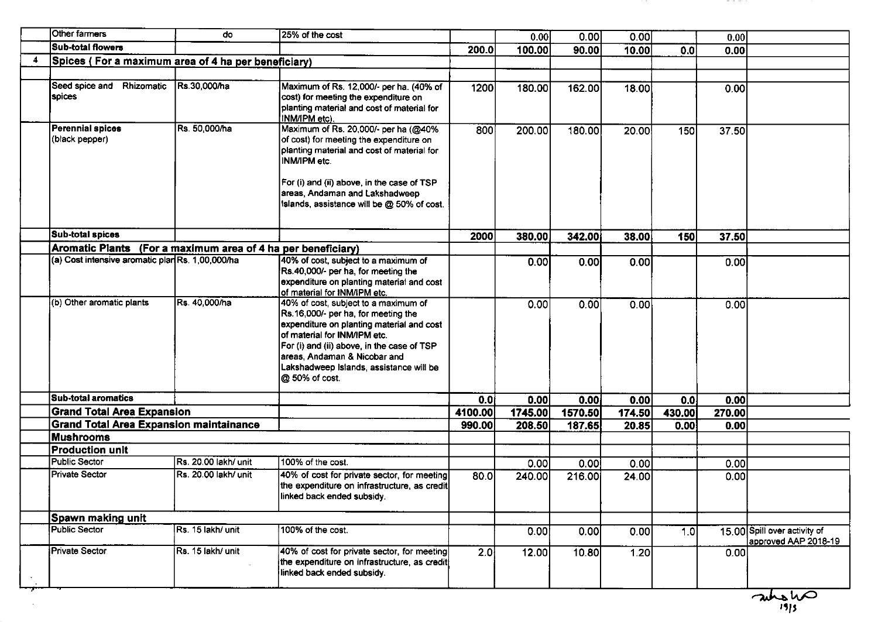| | | | | | | | | | | |
|---|---|---|---|---|---|---|---|---|---|---|
| | Other farmers | do | 25% of the cost | | 0.00 | 0.00 | 0.00 | | 0.00 | |
| | **Sub-total flowers** | | | **200.0** | **100.00** | **90.00** | **10.00** | **0.0** | **0.00** | |
| **4** | **Spices ( For a maximum area of 4 ha per beneficiary)** | | | | | | | | | |
| | | | | | | | | | | |
| | Seed spice and Rhizomatic spices | Rs.30,000/ha | Maximum of Rs. 12,000/- per ha. (40% of cost) for meeting the expenditure on planting material and cost of material for INM/IPM etc). | 1200 | 180.00 | 162.00 | 18.00 | | 0.00 | |
| | **Perennial spices** (black pepper) | Rs. 50,000/ha | Maximum of Rs. 20,000/- per ha (@40% of cost) for meeting the expenditure on planting material and cost of material for INM/IPM etc. For (i) and (ii) above, in the case of TSP areas, Andaman and Lakshadweep Islands, assistance will be @ 50% of cost. | 800 | 200.00 | 180.00 | 20.00 | 150 | 37.50 | |
| | **Sub-total spices** | | | **2000** | **380.00** | **342.00** | **38.00** | **150** | **37.50** | |
| | **Aromatic Plants (For a maximum area of 4 ha per beneficiary)** | | | | | | | | | |
| | (a) Cost intensive aromatic plan | Rs. 1,00,000/ha | 40% of cost, subject to a maximum of Rs.40,000/- per ha, for meeting the expenditure on planting material and cost of material for INM/IPM etc. | | 0.00 | 0.00 | 0.00 | | 0.00 | |
| | (b) Other aromatic plants | Rs. 40,000/ha | 40% of cost, subject to a maximum of Rs.16,000/- per ha, for meeting the expenditure on planting material and cost of material for INM/IPM etc. For (i) and (ii) above, in the case of TSP areas, Andaman & Nicobar and Lakshadweep Islands, assistance will be @ 50% of cost. | | 0.00 | 0.00 | 0.00 | | 0.00 | |
| | **Sub-total aromatics** | | | **0.0** | **0.00** | **0.00** | **0.00** | **0.0** | **0.00** | |
| | **Grand Total Area Expansion** | | | **4100.00** | **1745.00** | **1570.50** | **174.50** | **430.00** | **270.00** | |
| | **Grand Total Area Expansion maintainance** | | | **990.00** | **208.50** | **187.65** | **20.85** | **0.00** | **0.00** | |
| | **Mushrooms** | | | | | | | | | |
| | **Production unit** | | | | | | | | | |
| | Public Sector | Rs. 20.00 lakh/ unit | 100% of the cost. | | 0.00 | 0.00 | 0.00 | | 0.00 | |
| | Private Sector | Rs. 20.00 lakh/ unit | 40% of cost for private sector, for meeting the expenditure on infrastructure, as credit linked back ended subsidy. | 80.0 | 240.00 | 216.00 | 24.00 | | 0.00 | |
| | **Spawn making unit** | | | | | | | | | |
| | Public Sector | Rs. 15 lakh/ unit | 100% of the cost. | | 0.00 | 0.00 | 0.00 | 1.0 | 15.00 | Spill over activity of approved AAP 2018-19 |
| | Private Sector | Rs. 15 lakh/ unit | 40% of cost for private sector, for meeting the expenditure on infrastructure, as credit linked back ended subsidy. | 2.0 | 12.00 | 10.80 | 1.20 | | 0.00 | |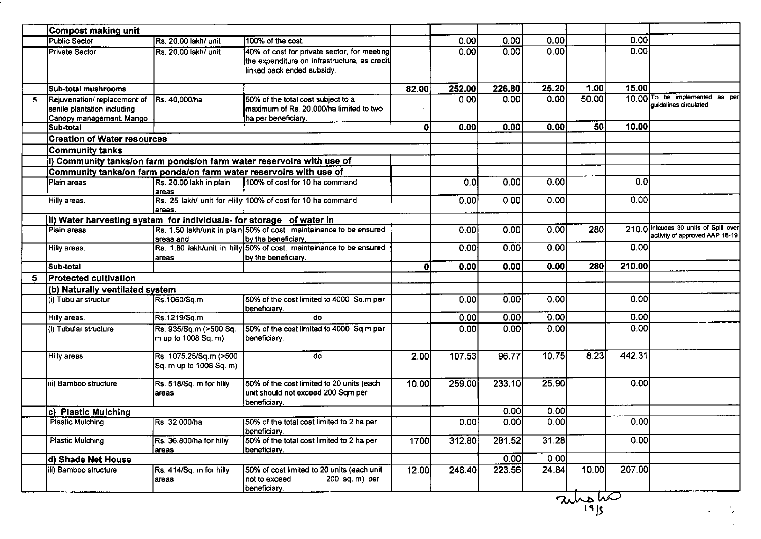| | | | | | | | | | | |
|---|---|---|---|---|---|---|---|---|---|---|
| | **Compost making unit** | | | | | | | | | |
| | Public Sector | Rs. 20.00 lakh/ unit | 100% of the cost. | | 0.00 | 0.00 | 0.00 | | 0.00 | |
| | Private Sector | Rs. 20.00 lakh/ unit | 40% of cost for private sector, for meeting the expenditure on infrastructure, as credit linked back ended subsidy. | | 0.00 | 0.00 | 0.00 | | 0.00 | |
| | **Sub-total mushrooms** | | | **82.00** | **252.00** | **226.80** | **25.20** | **1.00** | **15.00** | |
| 5 | Rejuvenation/ replacement of senile plantation including Canopy management. Mango | Rs. 40,000/ha | 50% of the total cost subject to a maximum of Rs. 20,000/ha limited to two ha per beneficiary. | - | 0.00 | 0.00 | 0.00 | 50.00 | 10.00 | To be implemented as per guidelines circulated |
| | **Sub-total** | | | **0** | **0.00** | **0.00** | **0.00** | **50** | **10.00** | |
| | **Creation of Water resources** | | | | | | | | | |
| | **Community tanks** | | | | | | | | | |
| | **i) Community tanks/on farm ponds/on farm water reservoirs with use of** | | | | | | | | | |
| | **Community tanks/on farm ponds/on farm water reservoirs with use of** | | | | | | | | | |
| | Plain areas | Rs. 20.00 lakh in plain areas | 100% of cost for 10 ha command | | 0.0 | 0.00 | 0.00 | | 0.0 | |
| | Hilly areas. | Rs. 25 lakh/ unit for Hilly areas. | 100% of cost for 10 ha command | | 0.00 | 0.00 | 0.00 | | 0.00 | |
| | **ii) Water harvesting system for individuals- for storage of water in** | | | | | | | | | |
| | Plain areas | Rs. 1.50 lakh/unit in plain areas and | 50% of cost. maintainance to be ensured by the beneficiary. | | 0.00 | 0.00 | 0.00 | 280 | 210.0 | Inlcudes 30 units of Spill over activity of approved AAP 18-19 |
| | Hilly areas. | Rs. 1.80 lakh/unit in hilly areas | 50% of cost. maintainance to be ensured by the beneficiary. | | 0.00 | 0.00 | 0.00 | | 0.00 | |
| | **Sub-total** | | | **0** | **0.00** | **0.00** | **0.00** | **280** | **210.00** | |
| 5 | **Protected cultivation** | | | | | | | | | |
| | **(b) Naturally ventilated system** | | | | | | | | | |
| | (i) Tubular structur | Rs.1060/Sq.m | 50% of the cost limited to 4000 Sq.m per beneficiary. | | 0.00 | 0.00 | 0.00 | | 0.00 | |
| | Hilly areas. | Rs.1219/Sq.m | do | | 0.00 | 0.00 | 0.00 | | 0.00 | |
| | (i) Tubular structure | Rs. 935/Sq.m (>500 Sq. m up to 1008 Sq. m) | 50% of the cost limited to 4000 Sq.m per beneficiary. | | 0.00 | 0.00 | 0.00 | | 0.00 | |
| | Hilly areas. | Rs. 1075.25/Sq.m (>500 Sq. m up to 1008 Sq. m) | do | 2.00 | 107.53 | 96.77 | 10.75 | 8.23 | 442.31 | |
| | iii) Bamboo structure | Rs. 518/Sq. m for hilly areas | 50% of the cost limited to 20 units (each unit should not exceed 200 Sqm per beneficiary. | 10.00 | 259.00 | 233.10 | 25.90 | | 0.00 | |
| | **c) Plastic Mulching** | | | | | 0.00 | 0.00 | | | |
| | Plastic Mulching | Rs. 32,000/ha | 50% of the total cost limited to 2 ha per beneficiary. | | 0.00 | 0.00 | 0.00 | | 0.00 | |
| | Plastic Mulching | Rs. 36,800/ha for hilly areas | 50% of the total cost limited to 2 ha per beneficiary. | 1700 | 312.80 | 281.52 | 31.28 | | 0.00 | |
| | **d) Shade Net House** | | | | | 0.00 | 0.00 | | | |
| | iii) Bamboo structure | Rs. 414/Sq. m for hilly areas | 50% of cost limited to 20 units (each unit not to exceed 200 sq. m) per beneficiary. | 12.00 | 248.40 | 223.56 | 24.84 | 10.00 | 207.00 | |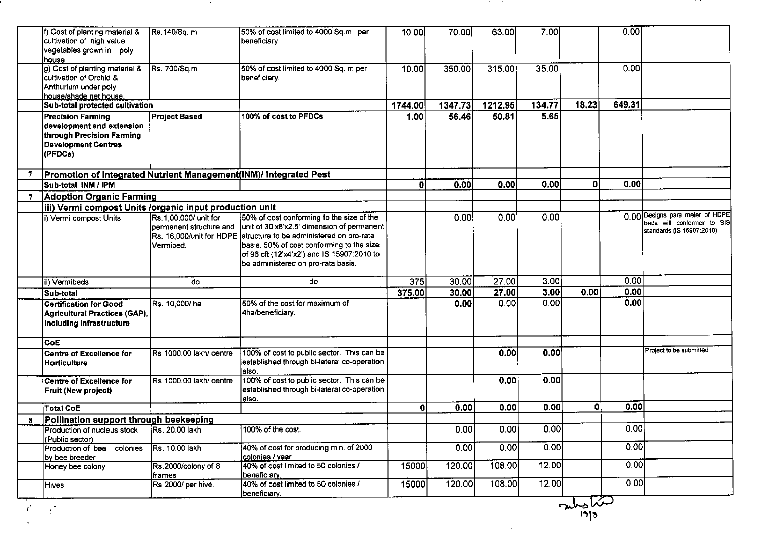| | | | | | | | | | | |
|---|---|---|---|---|---|---|---|---|---|---|
| | f) Cost of planting material & cultivation of high value vegetables grown in poly house | Rs.140/Sq. m | 50% of cost limited to 4000 Sq.m per beneficiary. | 10.00 | 70.00 | 63.00 | 7.00 | | 0.00 | |
| | g) Cost of planting material & cultivation of Orchid & Anthurium under poly house/shade net house. | Rs. 700/Sq.m | 50% of cost limited to 4000 Sq. m per beneficiary. | 10.00 | 350.00 | 315.00 | 35.00 | | 0.00 | |
| | **Sub-total protected cultivation** | | | **1744.00** | **1347.73** | **1212.95** | **134.77** | **18.23** | **649.31** | |
| | **Precision Farming development and extension through Precision Farming Development Centres (PFDCs)** | **Project Based** | **100% of cost to PFDCs** | **1.00** | **56.46** | **50.81** | **5.65** | | | |
| 7 | **Promotion of Integrated Nutrient Management(INM)/ Integrated Pest** | | | | | | | | | |
| | **Sub-total INM / IPM** | | | **0** | **0.00** | **0.00** | **0.00** | **0** | **0.00** | |
| 7 | **Adoption Organic Farming** | | | | | | | | | |
| | **iii) Vermi compost Units /organic input production unit** | | | | | | | | | |
| | i) Vermi compost Units | Rs.1,00,000/ unit for permanent structure and Rs. 16,000/unit for HDPE Vermibed. | 50% of cost conforming to the size of the unit of 30'x8'x2.5' dimension of permanent structure to be administered on pro-rata basis. 50% of cost conforming to the size of 96 cft (12'x4'x2') and IS 15907:2010 to be administered on pro-rata basis. | | 0.00 | 0.00 | 0.00 | | 0.00 | Designs para meter of HDPE beds will conformer to BIS standards (IS 15907:2010) |
| | ii) Vermibeds | do | do | 375 | 30.00 | 27.00 | 3.00 | | 0.00 | |
| | **Sub-total** | | | **375.00** | **30.00** | **27.00** | **3.00** | **0.00** | **0.00** | |
| | **Certification for Good Agricultural Practices (GAP), Including infrastructure** | Rs. 10,000/ ha | 50% of the cost for maximum of 4ha/beneficiary. | | **0.00** | 0.00 | 0.00 | | **0.00** | |
| | **CoE** | | | | | | | | | |
| | **Centre of Excellence for Horticulture** | Rs.1000.00 lakh/ centre | 100% of cost to public sector. This can be established through bi-lateral co-operation also. | | | **0.00** | **0.00** | | | Project to be submitted |
| | **Centre of Excellence for Fruit (New project)** | Rs.1000.00 lakh/ centre | 100% of cost to public sector. This can be established through bi-lateral co-operation also. | | | **0.00** | **0.00** | | | |
| | **Total CoE** | | | **0** | **0.00** | **0.00** | **0.00** | **0** | **0.00** | |
| 8 | **Pollination support through beekeeping** | | | | | | | | | |
| | Production of nucleus stock (Public sector) | Rs. 20.00 lakh | 100% of the cost. | | 0.00 | 0.00 | 0.00 | | 0.00 | |
| | Production of bee colonies by bee breeder | Rs. 10.00 lakh | 40% of cost for producing min. of 2000 colonies / year | | 0.00 | 0.00 | 0.00 | | 0.00 | |
| | Honey bee colony | Rs.2000/colony of 8 frames | 40% of cost limited to 50 colonies / beneficiary. | 15000 | 120.00 | 108.00 | 12.00 | | 0.00 | |
| | Hives | Rs 2000/ per hive. | 40% of cost limited to 50 colonies / beneficiary. | 15000 | 120.00 | 108.00 | 12.00 | | 0.00 | |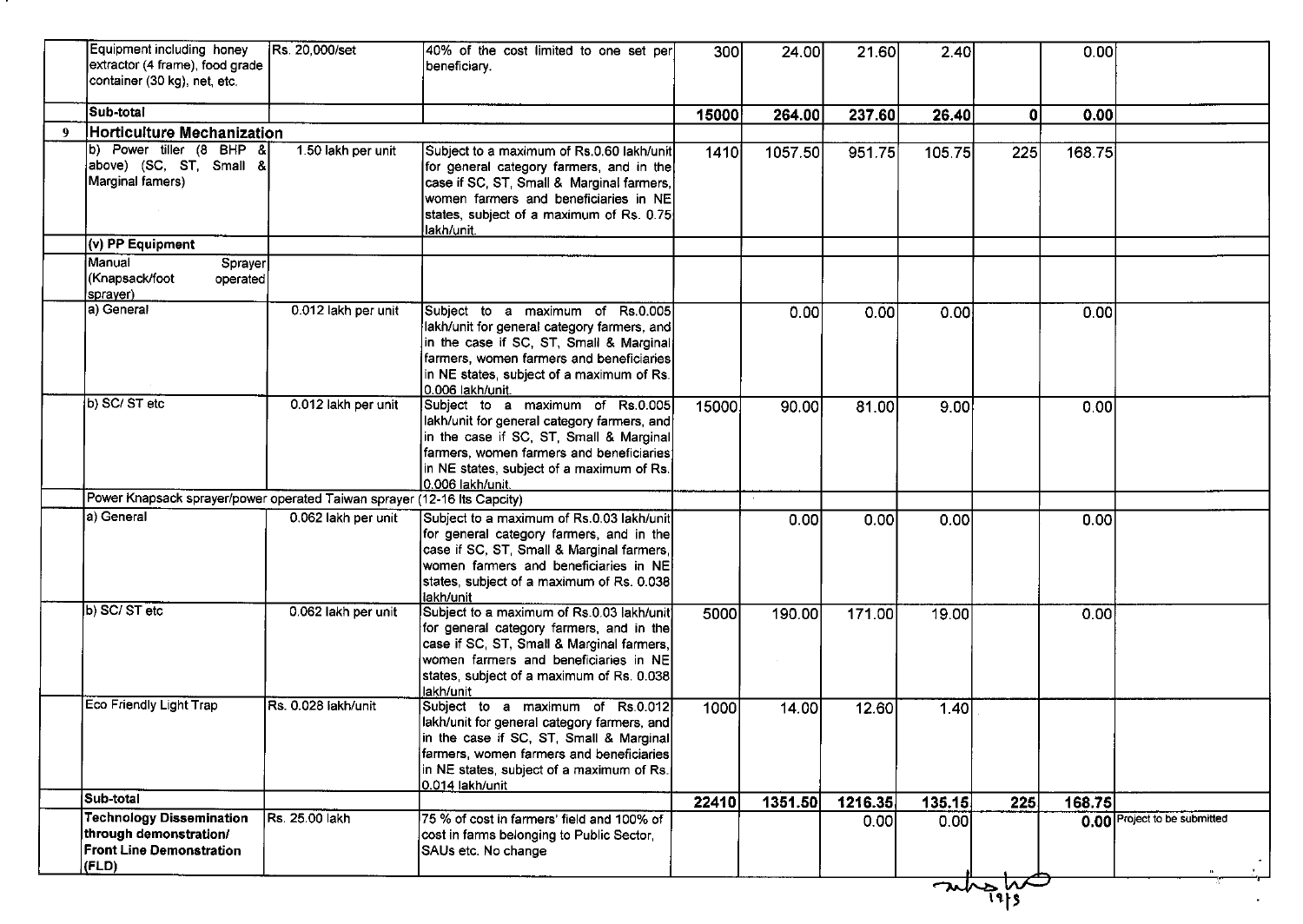| | | | | | | | | | | |
|---|---|---|---|---|---|---|---|---|---|---|
| | Equipment including honey extractor (4 frame), food grade container (30 kg), net, etc. | Rs. 20,000/set | 40% of the cost limited to one set per beneficiary. | 300 | 24.00 | 21.60 | 2.40 | | 0.00 | |
| | **Sub-total** | | | **15000** | **264.00** | **237.60** | **26.40** | **0** | **0.00** | |
| 9 | **Horticulture Mechanization** | | | | | | | | | |
| | b) Power tiller (8 BHP & above) (SC, ST, Small & Marginal famers) | 1.50 lakh per unit | Subject to a maximum of Rs.0.60 lakh/unit for general category farmers, and in the case if SC, ST, Small & Marginal farmers, women farmers and beneficiaries in NE states, subject of a maximum of Rs. 0.75 lakh/unit. | 1410 | 1057.50 | 951.75 | 105.75 | 225 | 168.75 | |
| | **(v) PP Equipment** | | | | | | | | | |
| | Manual Sprayer (Knapsack/foot operated sprayer) | | | | | | | | | |
| | a) General | 0.012 lakh per unit | Subject to a maximum of Rs.0.005 lakh/unit for general category farmers, and in the case if SC, ST, Small & Marginal farmers, women farmers and beneficiaries in NE states, subject of a maximum of Rs. 0.006 lakh/unit. | | 0.00 | 0.00 | 0.00 | | 0.00 | |
| | b) SC/ ST etc | 0.012 lakh per unit | Subject to a maximum of Rs.0.005 lakh/unit for general category farmers, and in the case if SC, ST, Small & Marginal farmers, women farmers and beneficiaries in NE states, subject of a maximum of Rs. 0.006 lakh/unit. | 15000 | 90.00 | 81.00 | 9.00 | | 0.00 | |
| | Power Knapsack sprayer/power operated Taiwan sprayer (12-16 lts Capcity) | | | | | | | | | |
| | a) General | 0.062 lakh per unit | Subject to a maximum of Rs.0.03 lakh/unit for general category farmers, and in the case if SC, ST, Small & Marginal farmers, women farmers and beneficiaries in NE states, subject of a maximum of Rs. 0.038 lakh/unit | | 0.00 | 0.00 | 0.00 | | 0.00 | |
| | b) SC/ ST etc | 0.062 lakh per unit | Subject to a maximum of Rs.0.03 lakh/unit for general category farmers, and in the case if SC, ST, Small & Marginal farmers, women farmers and beneficiaries in NE states, subject of a maximum of Rs. 0.038 lakh/unit | 5000 | 190.00 | 171.00 | 19.00 | | 0.00 | |
| | Eco Friendly Light Trap | Rs. 0.028 lakh/unit | Subject to a maximum of Rs.0.012 lakh/unit for general category farmers, and in the case if SC, ST, Small & Marginal farmers, women farmers and beneficiaries in NE states, subject of a maximum of Rs. 0.014 lakh/unit | 1000 | 14.00 | 12.60 | 1.40 | | | |
| | **Sub-total** | | | **22410** | **1351.50** | **1216.35** | **135.15** | **225** | **168.75** | |
| | **Technology Dissemination through demonstration/ Front Line Demonstration (FLD)** | Rs. 25.00 lakh | 75 % of cost in farmers' field and 100% of cost in farms belonging to Public Sector, SAUs etc. No change | | | 0.00 | 0.00 | | **0.00** | Project to be submitted |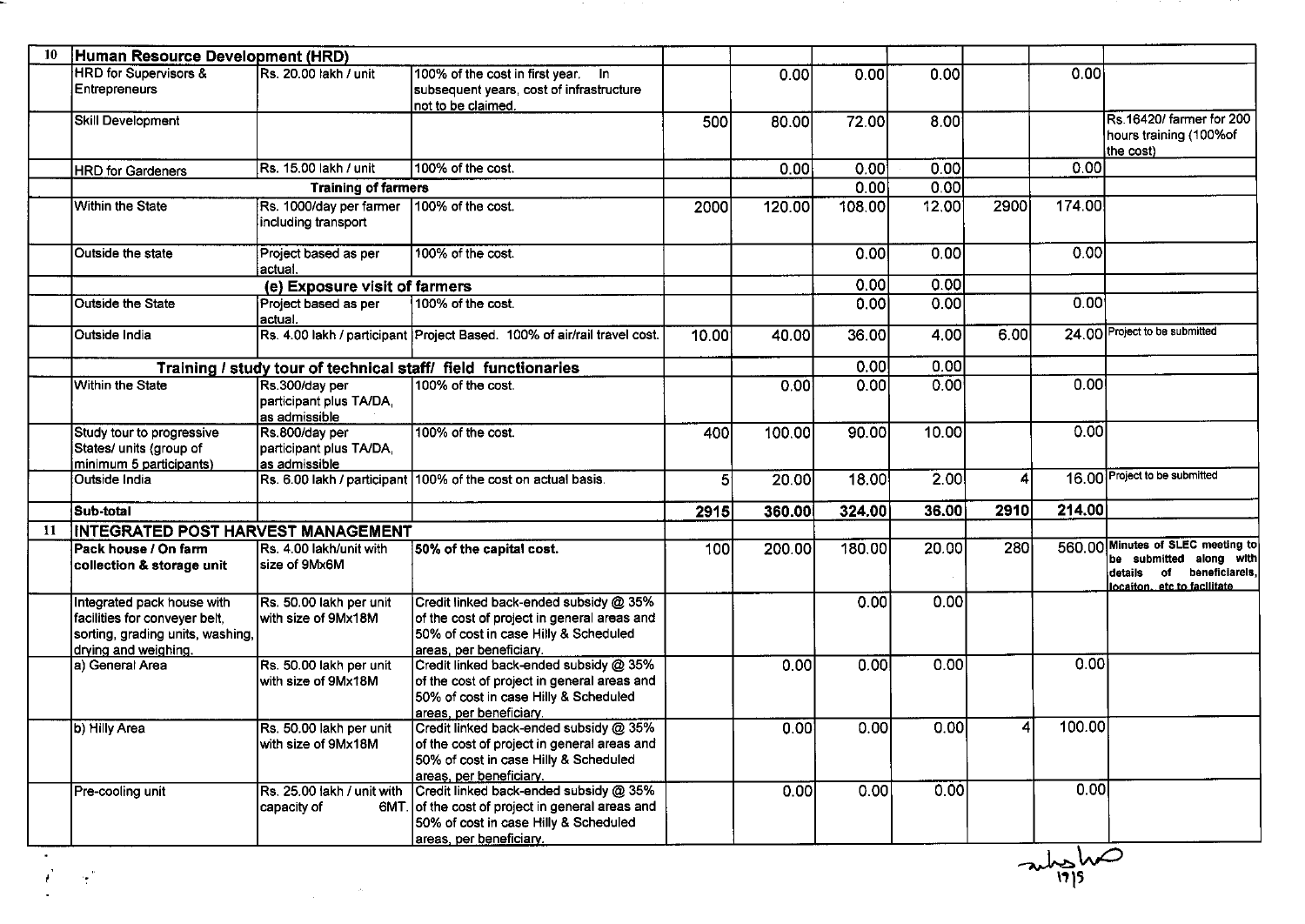| 10 | Human Resource Development (HRD) | | | | | | | | | |
|---|---|---|---|---|---|---|---|---|---|---|
| | HRD for Supervisors & Entrepreneurs | Rs. 20.00 lakh / unit | 100% of the cost in first year. In subsequent years, cost of infrastructure not to be claimed. | | 0.00 | 0.00 | 0.00 | | 0.00 | |
| | Skill Development | | | 500 | 80.00 | 72.00 | 8.00 | | | Rs.16420/ farmer for 200 hours training (100%of the cost) |
| | HRD for Gardeners | Rs. 15.00 lakh / unit | 100% of the cost. | | 0.00 | 0.00 | 0.00 | | 0.00 | |
| | Training of farmers | | | | | 0.00 | 0.00 | | | |
| | Within the State | Rs. 1000/day per farmer including transport | 100% of the cost. | 2000 | 120.00 | 108.00 | 12.00 | 2900 | 174.00 | |
| | Outside the state | Project based as per actual. | 100% of the cost. | | | 0.00 | 0.00 | | 0.00 | |
| | (e) Exposure visit of farmers | | | | | 0.00 | 0.00 | | | |
| | Outside the State | Project based as per actual. | 100% of the cost. | | | 0.00 | 0.00 | | 0.00 | |
| | Outside India | Rs. 4.00 lakh / participant | Project Based. 100% of air/rail travel cost. | 10.00 | 40.00 | 36.00 | 4.00 | 6.00 | 24.00 | Project to be submitted |
| | Training / study tour of technical staff/ field functionaries | | | | | 0.00 | 0.00 | | | |
| | Within the State | Rs.300/day per participant plus TA/DA, as admissible | 100% of the cost. | | 0.00 | 0.00 | 0.00 | | 0.00 | |
| | Study tour to progressive States/ units (group of minimum 5 participants) | Rs.800/day per participant plus TA/DA, as admissible | 100% of the cost. | 400 | 100.00 | 90.00 | 10.00 | | 0.00 | |
| | Outside India | Rs. 6.00 lakh / participant | 100% of the cost on actual basis. | 5 | 20.00 | 18.00 | 2.00 | 4 | 16.00 | Project to be submitted |
| | **Sub-total** | | | **2915** | **360.00** | **324.00** | **36.00** | **2910** | **214.00** | |
| 11 | **INTEGRATED POST HARVEST MANAGEMENT** | | | | | | | | | |
| | **Pack house / On farm collection & storage unit** | Rs. 4.00 lakh/unit with size of 9Mx6M | **50% of the capital cost.** | 100 | 200.00 | 180.00 | 20.00 | 280 | 560.00 | Minutes of SLEC meeting to be submitted along with details of beneficiarels, locaiton, etc to facilitate |
| | Integrated pack house with facilities for conveyer belt, sorting, grading units, washing, drying and weighing. | Rs. 50.00 lakh per unit with size of 9Mx18M | Credit linked back-ended subsidy @ 35% of the cost of project in general areas and 50% of cost in case Hilly & Scheduled areas, per beneficiary. | | | 0.00 | 0.00 | | | |
| | a) General Area | Rs. 50.00 lakh per unit with size of 9Mx18M | Credit linked back-ended subsidy @ 35% of the cost of project in general areas and 50% of cost in case Hilly & Scheduled areas, per beneficiary. | | 0.00 | 0.00 | 0.00 | | 0.00 | |
| | b) Hilly Area | Rs. 50.00 lakh per unit with size of 9Mx18M | Credit linked back-ended subsidy @ 35% of the cost of project in general areas and 50% of cost in case Hilly & Scheduled areas, per beneficiary. | | 0.00 | 0.00 | 0.00 | 4 | 100.00 | |
| | Pre-cooling unit | Rs. 25.00 lakh / unit with capacity of 6MT. | Credit linked back-ended subsidy @ 35% of the cost of project in general areas and 50% of cost in case Hilly & Scheduled areas, per beneficiary. | | 0.00 | 0.00 | 0.00 | | 0.00 | |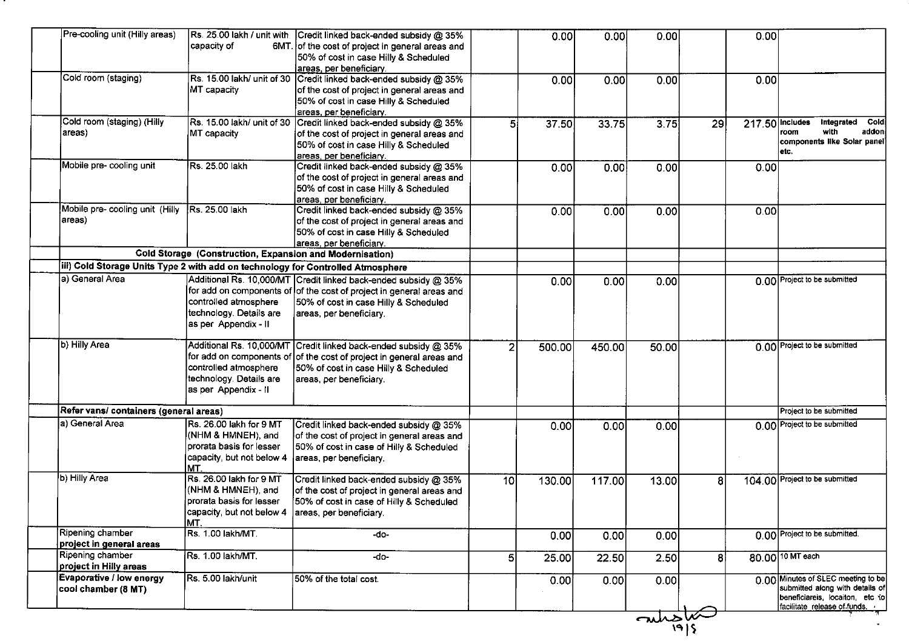| | | | | | | | | | | |
|---|---|---|---|---|---|---|---|---|---|---|
| | Pre-cooling unit (Hilly areas) | Rs. 25.00 lakh / unit with capacity of 6MT. | Credit linked back-ended subsidy @ 35% of the cost of project in general areas and 50% of cost in case Hilly & Scheduled areas, per beneficiary. | | 0.00 | 0.00 | 0.00 | | 0.00 | |
| | Cold room (staging) | Rs. 15.00 lakh/ unit of 30 MT capacity | Credit linked back-ended subsidy @ 35% of the cost of project in general areas and 50% of cost in case Hilly & Scheduled areas, per beneficiary. | | 0.00 | 0.00 | 0.00 | | 0.00 | |
| | Cold room (staging) (Hilly areas) | Rs. 15.00 lakh/ unit of 30 MT capacity | Credit linked back-ended subsidy @ 35% of the cost of project in general areas and 50% of cost in case Hilly & Scheduled areas, per beneficiary. | 5 | 37.50 | 33.75 | 3.75 | 29 | 217.50 | Includes Integrated Cold room with addon components like Solar panel etc. |
| | Mobile pre- cooling unit | Rs. 25.00 lakh | Credit linked back-ended subsidy @ 35% of the cost of project in general areas and 50% of cost in case Hilly & Scheduled areas, per beneficiary. | | 0.00 | 0.00 | 0.00 | | 0.00 | |
| | Mobile pre- cooling unit (Hilly areas) | Rs. 25.00 lakh | Credit linked back-ended subsidy @ 35% of the cost of project in general areas and 50% of cost in case Hilly & Scheduled areas, per beneficiary. | | 0.00 | 0.00 | 0.00 | | 0.00 | |
| | **Cold Storage (Construction, Expansion and Modernisation)** | | | | | | | | | |
| | **iii) Cold Storage Units Type 2 with add on technology for Controlled Atmosphere** | | | | | | | | | |
| | a) General Area | Additional Rs. 10,000/MT for add on components of controlled atmosphere technology. Details are as per Appendix - II | Credit linked back-ended subsidy @ 35% of the cost of project in general areas and 50% of cost in case Hilly & Scheduled areas, per beneficiary. | | 0.00 | 0.00 | 0.00 | | 0.00 | Project to be submitted |
| | b) Hilly Area | Additional Rs. 10,000/MT for add on components of controlled atmosphere technology. Details are as per Appendix - II | Credit linked back-ended subsidy @ 35% of the cost of project in general areas and 50% of cost in case Hilly & Scheduled areas, per beneficiary. | 2 | 500.00 | 450.00 | 50.00 | | 0.00 | Project to be submitted |
| | **Refer vans/ containers (general areas)** | | | | | | | | | Project to be submitted |
| | a) General Area | Rs. 26.00 lakh for 9 MT (NHM & HMNEH), and prorata basis for lesser capacity, but not below 4 MT. | Credit linked back-ended subsidy @ 35% of the cost of project in general areas and 50% of cost in case of Hilly & Scheduled areas, per beneficiary. | | 0.00 | 0.00 | 0.00 | | 0.00 | Project to be submitted |
| | b) Hilly Area | Rs. 26.00 lakh for 9 MT (NHM & HMNEH), and prorata basis for lesser capacity, but not below 4 MT. | Credit linked back-ended subsidy @ 35% of the cost of project in general areas and 50% of cost in case of Hilly & Scheduled areas, per beneficiary. | 10 | 130.00 | 117.00 | 13.00 | 8 | 104.00 | Project to be submitted |
| | Ripening chamber **project in general areas** | Rs. 1.00 lakh/MT. | -do- | | 0.00 | 0.00 | 0.00 | | 0.00 | Project to be submitted. |
| | Ripening chamber **project in Hilly areas** | Rs. 1.00 lakh/MT. | -do- | 5 | 25.00 | 22.50 | 2.50 | 8 | 80.00 | 10 MT each |
| | **Evaporative / low energy cool chamber (8 MT)** | Rs. 5.00 lakh/unit | 50% of the total cost. | | 0.00 | 0.00 | 0.00 | | 0.00 | Minutes of SLEC meeting to be submitted along with details of beneficiareis, locaiton, etc to facilitate release of funds. |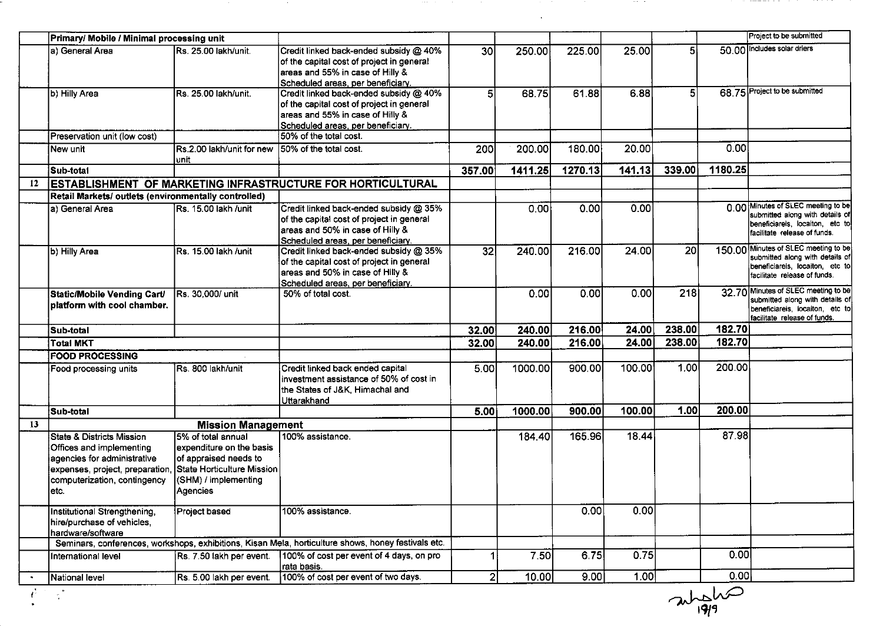| | | | | | | | | | | |
|---|---|---|---|---|---|---|---|---|---|---|
| | **Primary/ Mobile / Minimal processing unit** | | | | | | | | | Project to be submitted |
| | a) General Area | Rs. 25.00 lakh/unit. | Credit linked back-ended subsidy @ 40% of the capital cost of project in general areas and 55% in case of Hilly & Scheduled areas, per beneficiary. | 30 | 250.00 | 225.00 | 25.00 | 5 | 50.00 | Includes solar driers |
| | b) Hilly Area | Rs. 25.00 lakh/unit. | Credit linked back-ended subsidy @ 40% of the capital cost of project in general areas and 55% in case of Hilly & Scheduled areas, per beneficiary. | 5 | 68.75 | 61.88 | 6.88 | 5 | 68.75 | Project to be submitted |
| | Preservation unit (low cost) | | 50% of the total cost. | | | | | | | |
| | New unit | Rs.2.00 lakh/unit for new unit | 50% of the total cost. | 200 | 200.00 | 180.00 | 20.00 | | 0.00 | |
| | **Sub-total** | | | **357.00** | **1411.25** | **1270.13** | **141.13** | **339.00** | **1180.25** | |
| 12 | **ESTABLISHMENT OF MARKETING INFRASTRUCTURE FOR HORTICULTURAL** | | | | | | | | | |
| | **Retail Markets/ outlets (environmentally controlled)** | | | | | | | | | |
| | a) General Area | Rs. 15.00 lakh /unit | Credit linked back-ended subsidy @ 35% of the capital cost of project in general areas and 50% in case of Hilly & Scheduled areas, per beneficiary. | | 0.00 | 0.00 | 0.00 | | 0.00 | Minutes of SLEC meeting to be submitted along with details of beneficiareis, localton, etc to facilitate release of funds. |
| | b) Hilly Area | Rs. 15.00 lakh /unit | Credit linked back-ended subsidy @ 35% of the capital cost of project in general areas and 50% in case of Hilly & Scheduled areas, per beneficiary. | 32 | 240.00 | 216.00 | 24.00 | 20 | 150.00 | Minutes of SLEC meeting to be submitted along with details of beneficiareis, localton, etc to facilitate release of funds. |
| | **Static/Mobile Vending Cart/ platform with cool chamber.** | Rs. 30,000/ unit | 50% of total cost. | | 0.00 | 0.00 | 0.00 | 218 | 32.70 | Minutes of SLEC meeting to be submitted along with details of beneficiareis, localton, etc to facilitate release of funds. |
| | **Sub-total** | | | **32.00** | **240.00** | **216.00** | **24.00** | **238.00** | **182.70** | |
| | **Total MKT** | | | **32.00** | **240.00** | **216.00** | **24.00** | **238.00** | **182.70** | |
| | **FOOD PROCESSING** | | | | | | | | | |
| | Food processing units | Rs. 800 lakh/unit | Credit linked back ended capital investment assistance of 50% of cost in the States of J&K, Himachal and Uttarakhand | 5.00 | 1000.00 | 900.00 | 100.00 | 1.00 | 200.00 | |
| | **Sub-total** | | | **5.00** | **1000.00** | **900.00** | **100.00** | **1.00** | **200.00** | |
| 13 | **Mission Management** | | | | | | | | | |
| | State & Districts Mission Offices and implementing agencies for administrative expenses, project, preparation, computerization, contingency etc. | 5% of total annual expenditure on the basis of appraised needs to State Horticulture Mission (SHM) / implementing Agencies | 100% assistance. | | 184.40 | 165.96 | 18.44 | | 87.98 | |
| | Institutional Strengthening, hire/purchase of vehicles, hardware/software | Project based | 100% assistance. | | | 0.00 | 0.00 | | | |
| | Seminars, conferences, workshops, exhibitions, Kisan Mela, horticulture shows, honey festivals etc. | | | | | | | | | |
| | International level | Rs. 7.50 lakh per event. | 100% of cost per event of 4 days, on pro rata basis. | 1 | 7.50 | 6.75 | 0.75 | | 0.00 | |
| | National level | Rs. 5.00 lakh per event. | 100% of cost per event of two days. | 2 | 10.00 | 9.00 | 1.00 | | 0.00 | |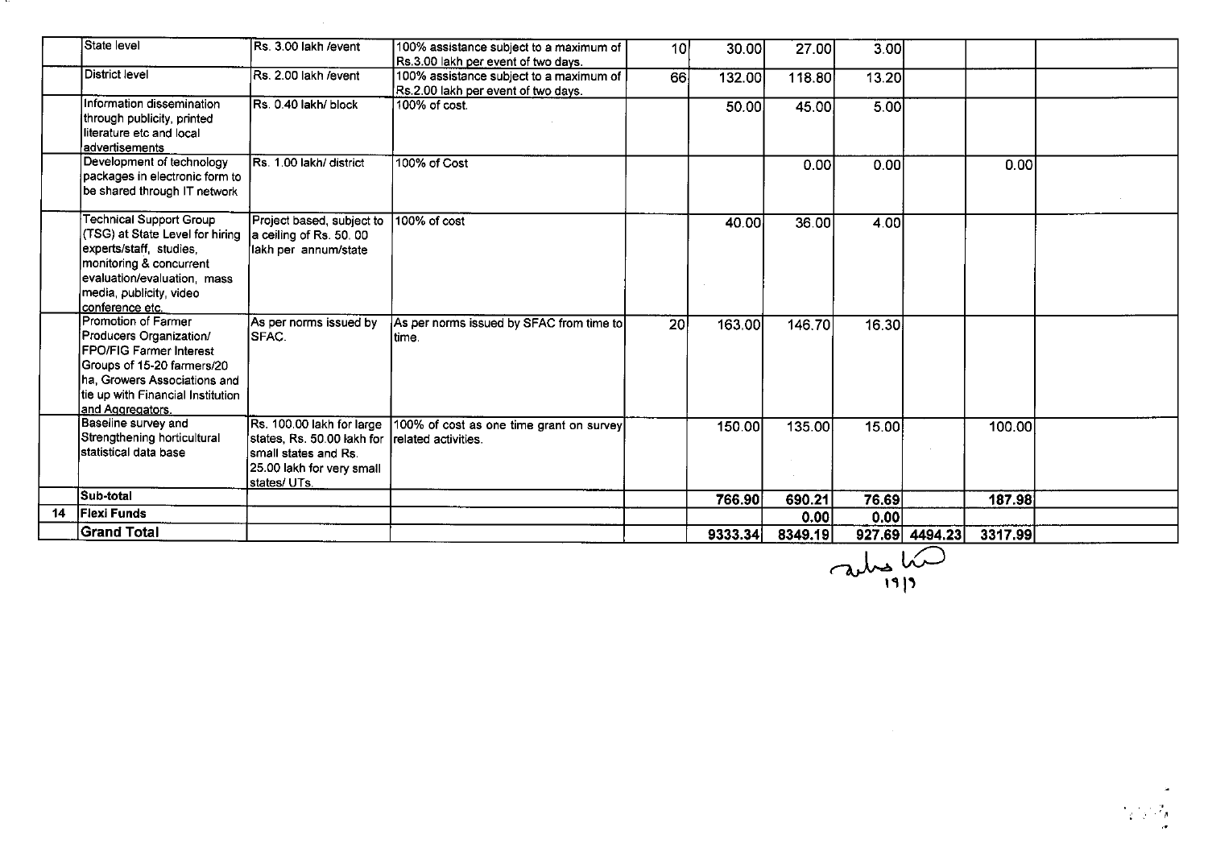| | | | | | | | | | | |
|---|---|---|---|---|---|---|---|---|---|---|
| | State level | Rs. 3.00 lakh /event | 100% assistance subject to a maximum of Rs.3.00 lakh per event of two days. | 10 | 30.00 | 27.00 | 3.00 | | | |
| | District level | Rs. 2.00 lakh /event | 100% assistance subject to a maximum of Rs.2.00 lakh per event of two days. | 66 | 132.00 | 118.80 | 13.20 | | | |
| | Information dissemination through publicity, printed literature etc and local advertisements | Rs. 0.40 lakh/ block | 100% of cost. | | 50.00 | 45.00 | 5.00 | | | |
| | Development of technology packages in electronic form to be shared through IT network | Rs. 1.00 lakh/ district | 100% of Cost | | | 0.00 | 0.00 | | 0.00 | |
| | Technical Support Group (TSG) at State Level for hiring experts/staff, studies, monitoring & concurrent evaluation/evaluation, mass media, publicity, video conference etc. | Project based, subject to a ceiling of Rs. 50. 00 lakh per annum/state | 100% of cost | | 40.00 | 36.00 | 4.00 | | | |
| | Promotion of Farmer Producers Organization/ FPO/FIG Farmer Interest Groups of 15-20 farmers/20 ha, Growers Associations and tie up with Financial Institution and Aggregators. | As per norms issued by SFAC. | As per norms issued by SFAC from time to time. | 20 | 163.00 | 146.70 | 16.30 | | | |
| | Baseline survey and Strengthening horticultural statistical data base | Rs. 100.00 lakh for large states, Rs. 50.00 lakh for small states and Rs. 25.00 lakh for very small states/ UTs. | 100% of cost as one time grant on survey related activities. | | 150.00 | 135.00 | 15.00 | | 100.00 | |
| | **Sub-total** | | | | **766.90** | **690.21** | **76.69** | | **187.98** | |
| **14** | **Flexi Funds** | | | | | **0.00** | **0.00** | | | |
| | **Grand Total** | | | | **9333.34** | **8349.19** | **927.69** | **4494.23** | **3317.99** | |

19/3